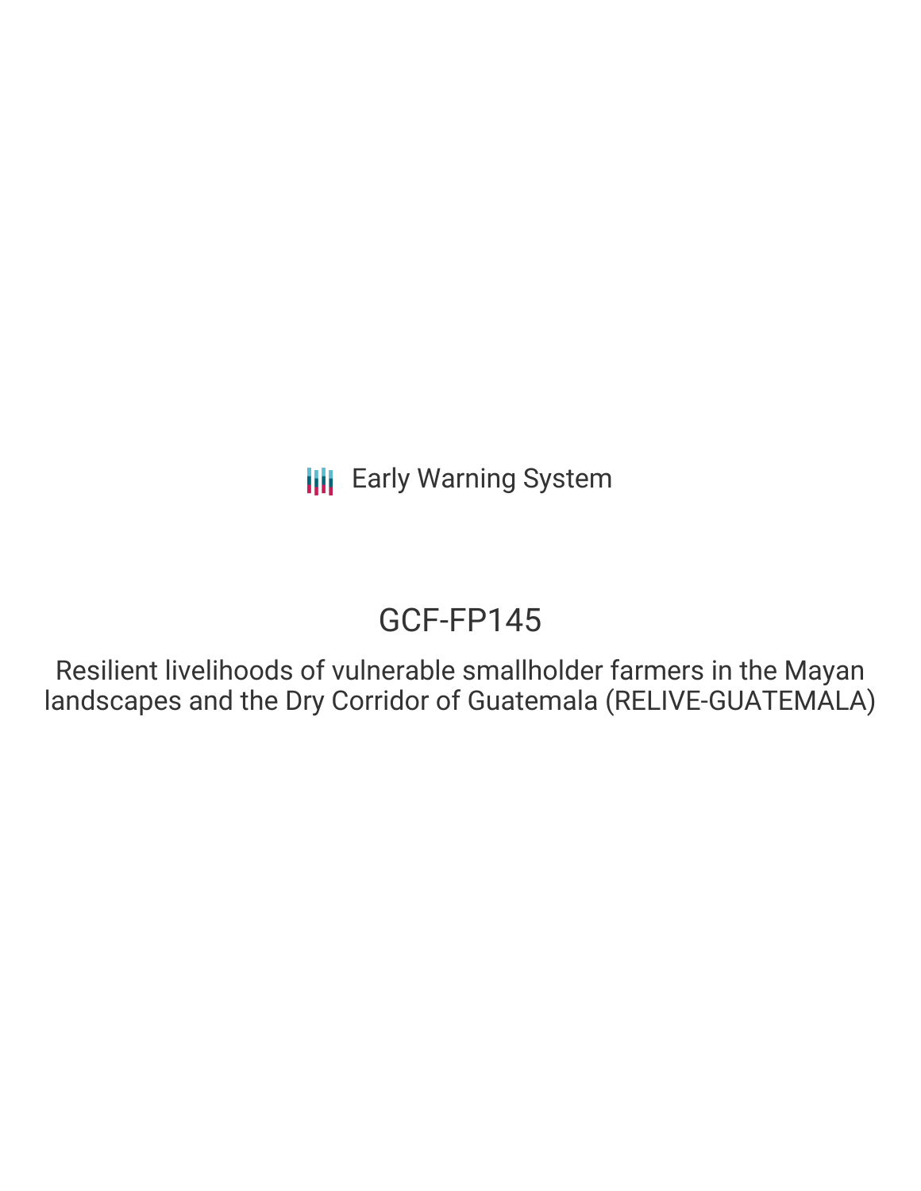Early Warning System

# GCF-FP145

Resilient livelihoods of vulnerable smallholder farmers in the Mayan landscapes and the Dry Corridor of Guatemala (RELIVE-GUATEMALA)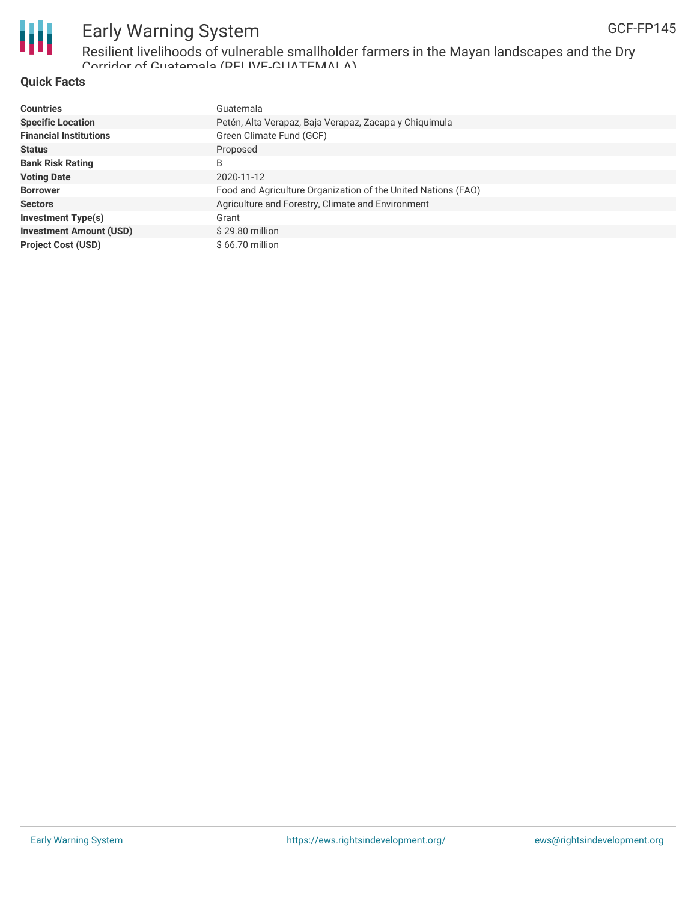## Quick Facts

| | |
|---|---|
| **Countries** | Guatemala |
| **Specific Location** | Petén, Alta Verapaz, Baja Verapaz, Zacapa y Chiquimula |
| **Financial Institutions** | Green Climate Fund (GCF) |
| **Status** | Proposed |
| **Bank Risk Rating** | B |
| **Voting Date** | 2020-11-12 |
| **Borrower** | Food and Agriculture Organization of the United Nations (FAO) |
| **Sectors** | Agriculture and Forestry, Climate and Environment |
| **Investment Type(s)** | Grant |
| **Investment Amount (USD)** | $ 29.80 million |
| **Project Cost (USD)** | $ 66.70 million |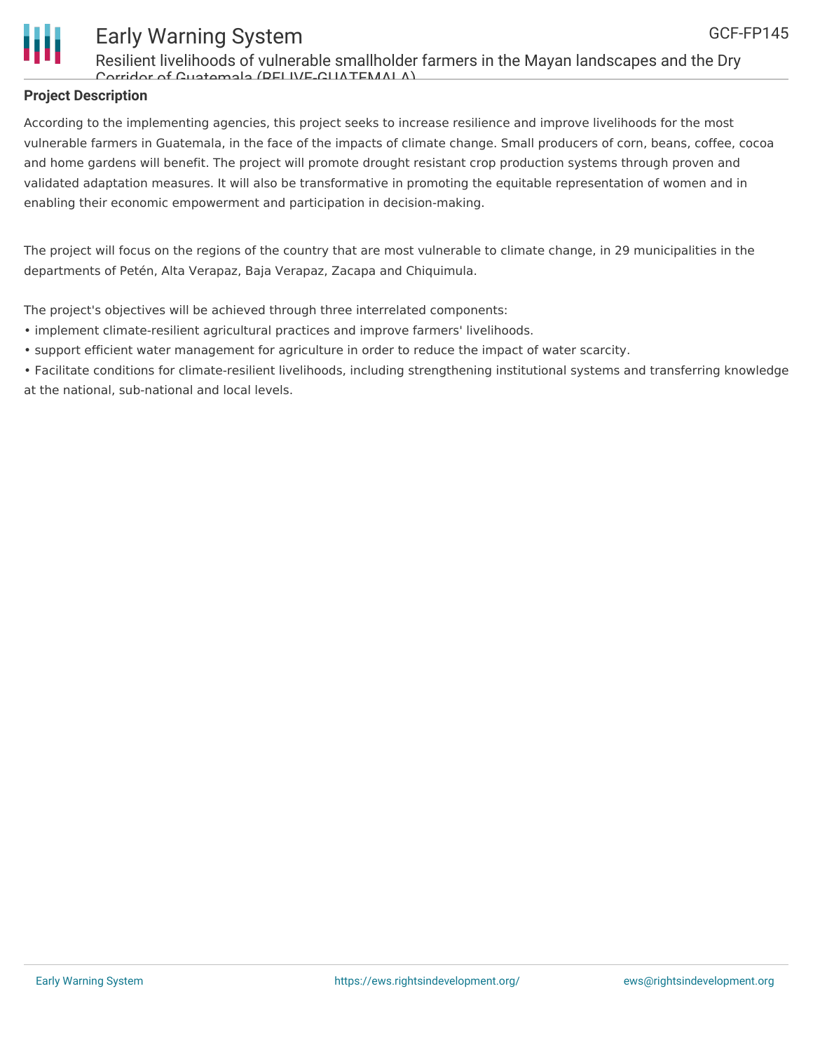## Project Description

According to the implementing agencies, this project seeks to increase resilience and improve livelihoods for the most vulnerable farmers in Guatemala, in the face of the impacts of climate change. Small producers of corn, beans, coffee, cocoa and home gardens will benefit. The project will promote drought resistant crop production systems through proven and validated adaptation measures. It will also be transformative in promoting the equitable representation of women and in enabling their economic empowerment and participation in decision-making.

The project will focus on the regions of the country that are most vulnerable to climate change, in 29 municipalities in the departments of Petén, Alta Verapaz, Baja Verapaz, Zacapa and Chiquimula.

The project's objectives will be achieved through three interrelated components:

- implement climate-resilient agricultural practices and improve farmers' livelihoods.
- support efficient water management for agriculture in order to reduce the impact of water scarcity.
- Facilitate conditions for climate-resilient livelihoods, including strengthening institutional systems and transferring knowledge at the national, sub-national and local levels.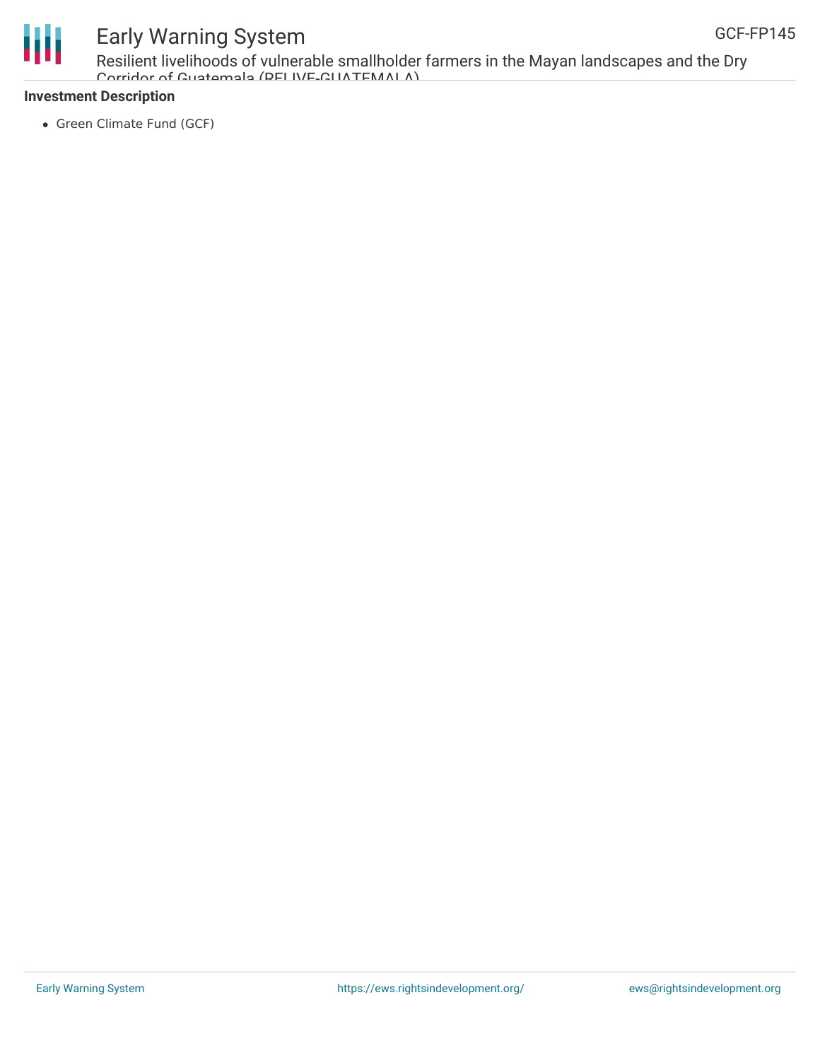**Investment Description**

- Green Climate Fund (GCF)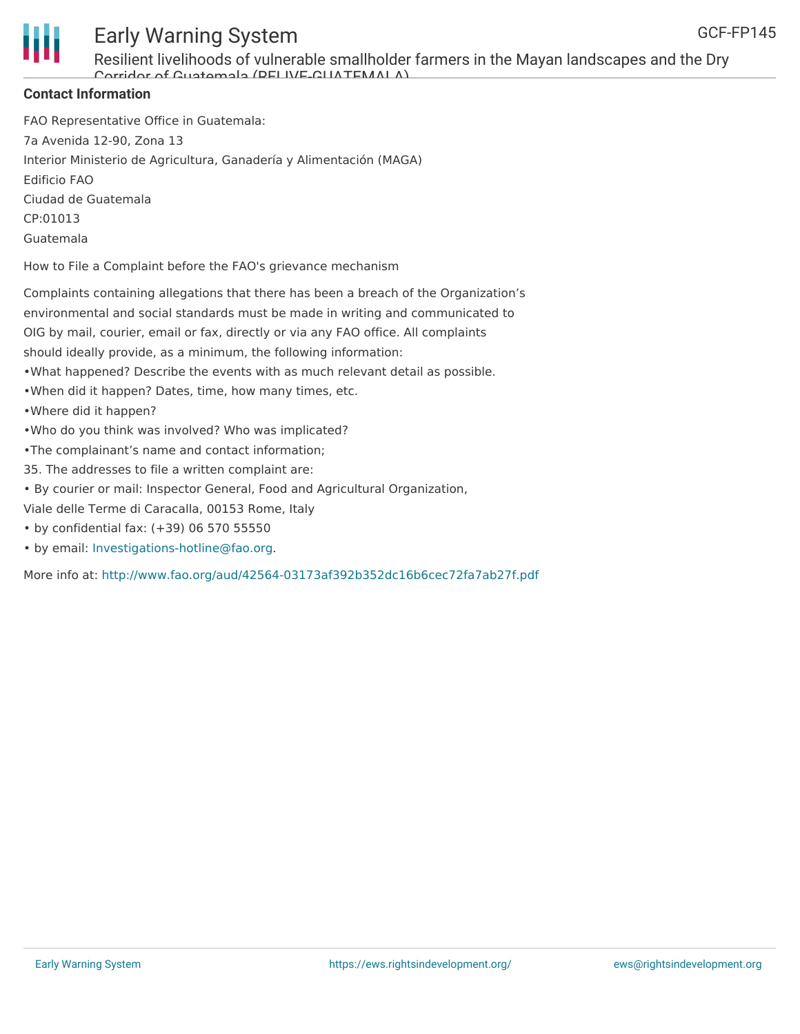**Contact Information**

FAO Representative Office in Guatemala:

7a Avenida 12-90, Zona 13

Interior Ministerio de Agricultura, Ganadería y Alimentación (MAGA)

Edificio FAO

Ciudad de Guatemala

CP:01013

Guatemala

How to File a Complaint before the FAO's grievance mechanism

Complaints containing allegations that there has been a breach of the Organization's environmental and social standards must be made in writing and communicated to OIG by mail, courier, email or fax, directly or via any FAO office. All complaints should ideally provide, as a minimum, the following information:

•What happened? Describe the events with as much relevant detail as possible.

•When did it happen? Dates, time, how many times, etc.

•Where did it happen?

•Who do you think was involved? Who was implicated?

•The complainant's name and contact information;

35. The addresses to file a written complaint are:

• By courier or mail: Inspector General, Food and Agricultural Organization, Viale delle Terme di Caracalla, 00153 Rome, Italy

• by confidential fax: (+39) 06 570 55550

• by email: Investigations-hotline@fao.org.

More info at: http://www.fao.org/aud/42564-03173af392b352dc16b6cec72fa7ab27f.pdf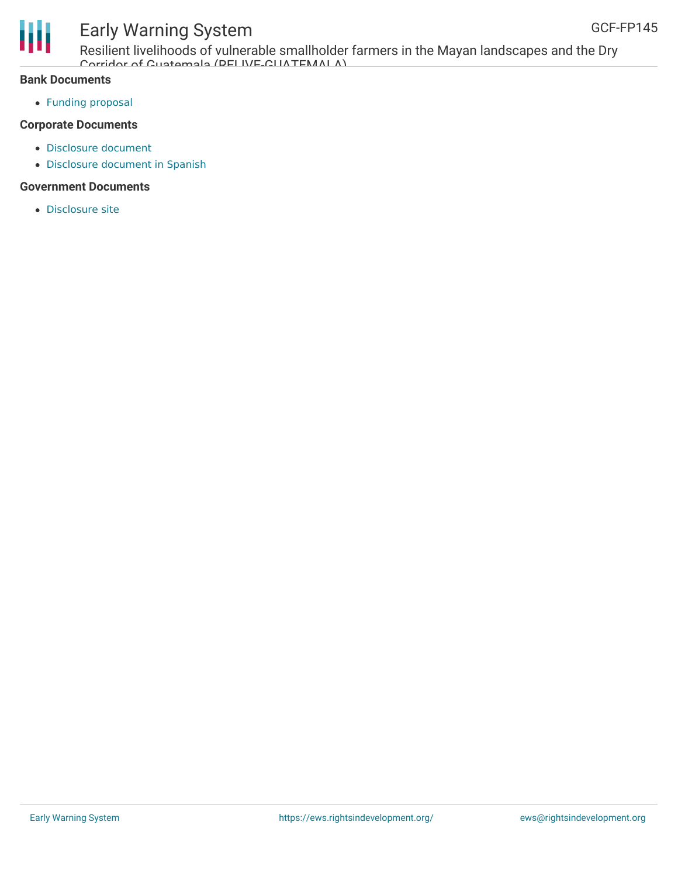### Bank Documents

- Funding proposal

### Corporate Documents

- Disclosure document
- Disclosure document in Spanish

### Government Documents

- Disclosure site